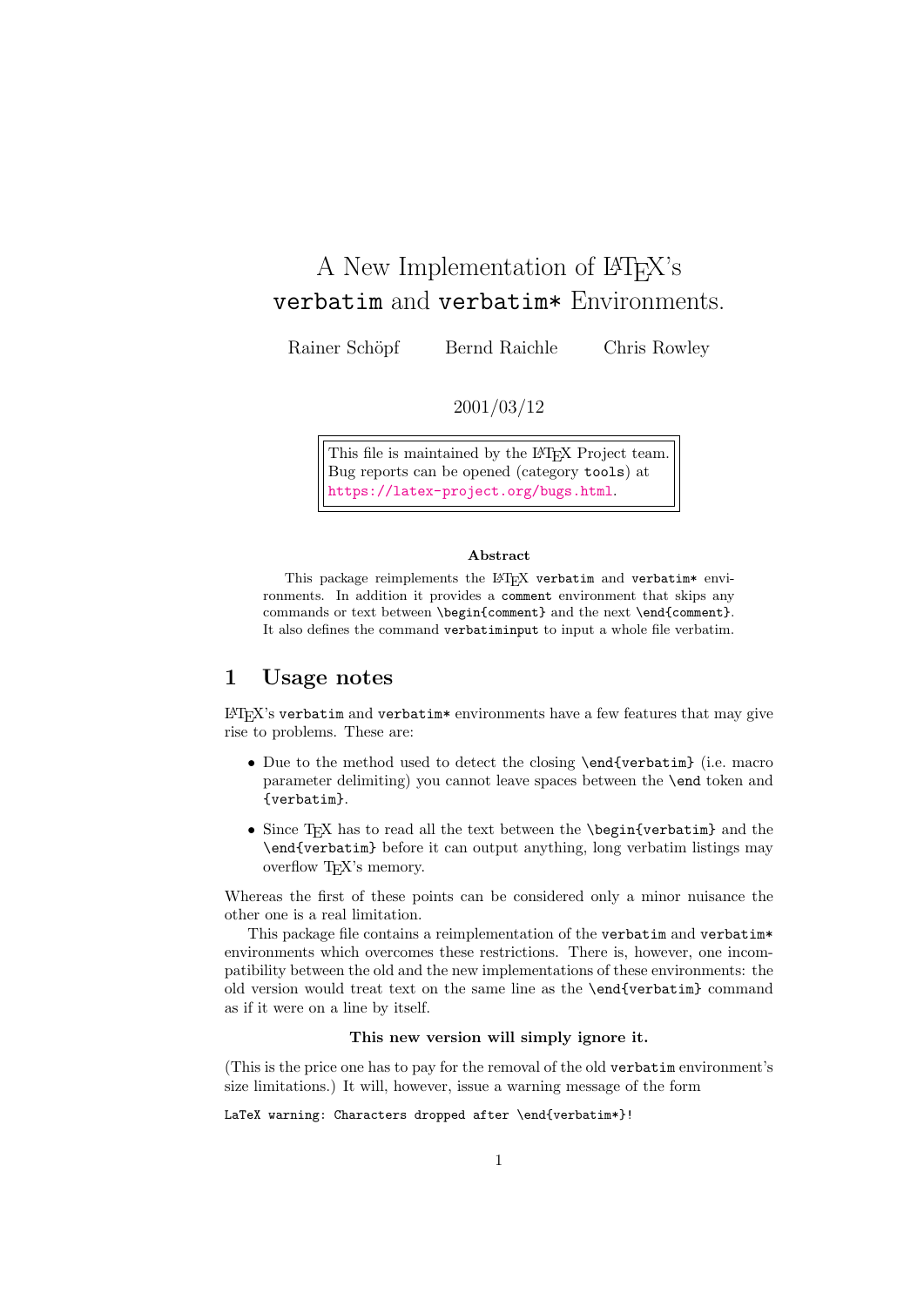# A New Implementation of LaTeX's `verbatim` and `verbatim*` Environments.

Rainer Schöpf     Bernd Raichle     Chris Rowley

2001/03/12

> This file is maintained by the LaTeX Project team.
> Bug reports can be opened (category `tools`) at
> https://latex-project.org/bugs.html.

**Abstract**

This package reimplements the LaTeX `verbatim` and `verbatim*` environments. In addition it provides a `comment` environment that skips any commands or text between `\begin{comment}` and the next `\end{comment}`. It also defines the command `verbatiminput` to input a whole file verbatim.

## 1 Usage notes

LaTeX's `verbatim` and `verbatim*` environments have a few features that may give rise to problems. These are:

- Due to the method used to detect the closing `\end{verbatim}` (i.e. macro parameter delimiting) you cannot leave spaces between the `\end` token and `{verbatim}`.
- Since TeX has to read all the text between the `\begin{verbatim}` and the `\end{verbatim}` before it can output anything, long verbatim listings may overflow TeX's memory.

Whereas the first of these points can be considered only a minor nuisance the other one is a real limitation.

This package file contains a reimplementation of the `verbatim` and `verbatim*` environments which overcomes these restrictions. There is, however, one incompatibility between the old and the new implementations of these environments: the old version would treat text on the same line as the `\end{verbatim}` command as if it were on a line by itself.

**This new version will simply ignore it.**

(This is the price one has to pay for the removal of the old `verbatim` environment's size limitations.) It will, however, issue a warning message of the form

```
LaTeX warning: Characters dropped after \end{verbatim*}!
```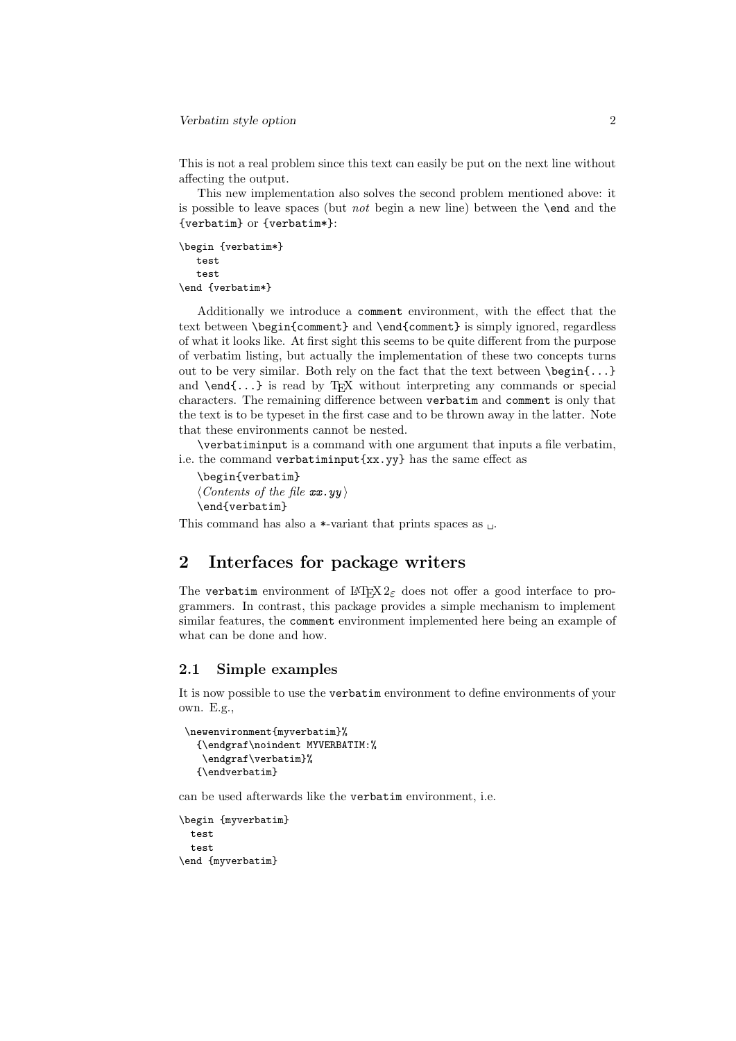This is not a real problem since this text can easily be put on the next line without affecting the output.

This new implementation also solves the second problem mentioned above: it is possible to leave spaces (but *not* begin a new line) between the `\end` and the `{verbatim}` or `{verbatim*}`:

```
\begin {verbatim*}
   test
   test
\end {verbatim*}
```

Additionally we introduce a `comment` environment, with the effect that the text between `\begin{comment}` and `\end{comment}` is simply ignored, regardless of what it looks like. At first sight this seems to be quite different from the purpose of verbatim listing, but actually the implementation of these two concepts turns out to be very similar. Both rely on the fact that the text between `\begin{...}` and `\end{...}` is read by TeX without interpreting any commands or special characters. The remaining difference between `verbatim` and `comment` is only that the text is to be typeset in the first case and to be thrown away in the latter. Note that these environments cannot be nested.

`\verbatiminput` is a command with one argument that inputs a file verbatim, i.e. the command `verbatiminput{xx.yy}` has the same effect as

```
\begin{verbatim}
⟨Contents of the file xx.yy⟩
\end{verbatim}
```

This command has also a `*`-variant that prints spaces as ␣.

## 2 Interfaces for package writers

The `verbatim` environment of LaTeX $2_\varepsilon$ does not offer a good interface to programmers. In contrast, this package provides a simple mechanism to implement similar features, the `comment` environment implemented here being an example of what can be done and how.

### 2.1 Simple examples

It is now possible to use the `verbatim` environment to define environments of your own. E.g.,

```
\newenvironment{myverbatim}%
  {\endgraf\noindent MYVERBATIM:%
   \endgraf\verbatim}%
  {\endverbatim}
```

can be used afterwards like the `verbatim` environment, i.e.

```
\begin {myverbatim}
  test
  test
\end {myverbatim}
```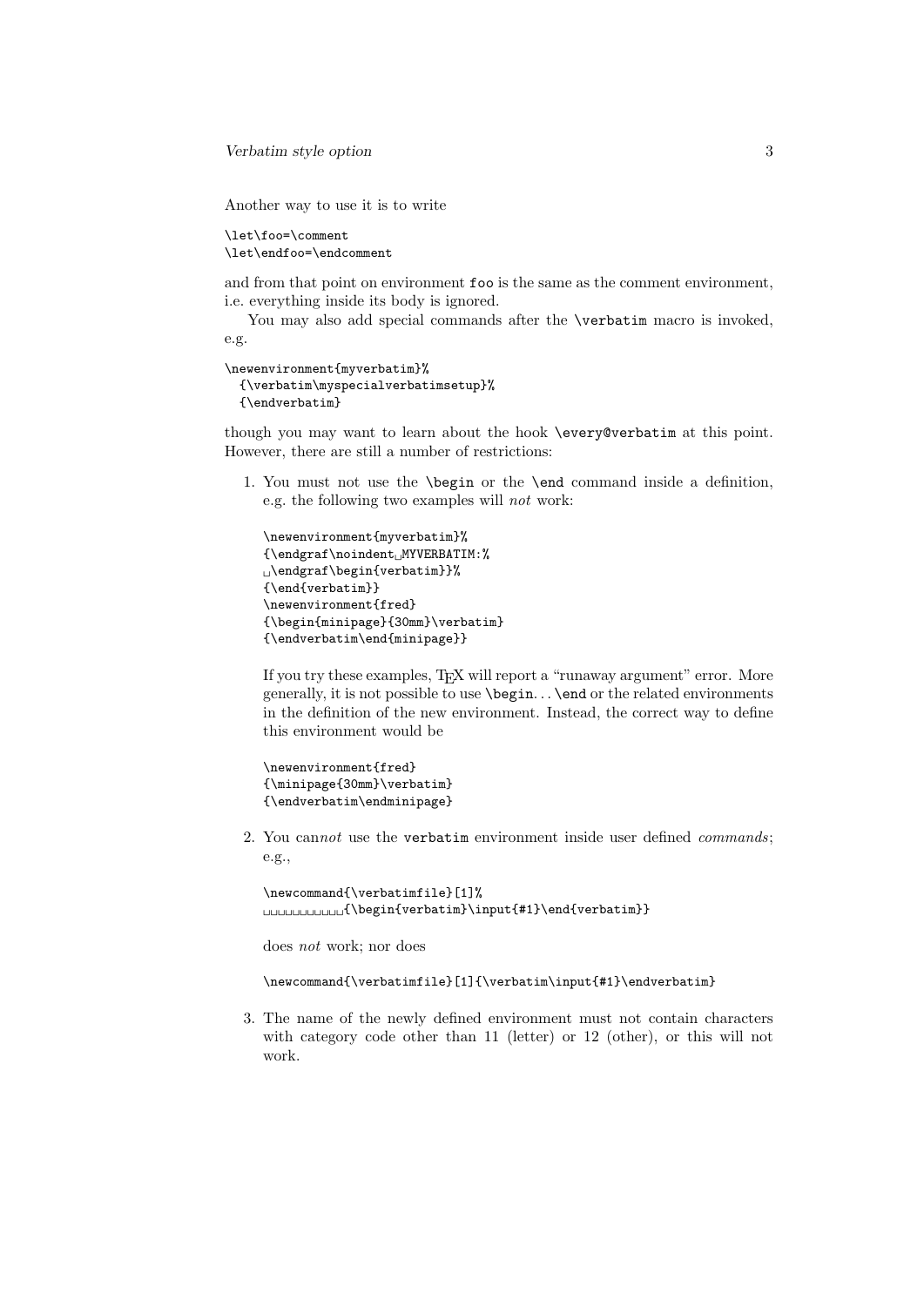Another way to use it is to write

```
\let\foo=\comment
\let\endfoo=\endcomment
```

and from that point on environment `foo` is the same as the comment environment, i.e. everything inside its body is ignored.

You may also add special commands after the `\verbatim` macro is invoked, e.g.

```
\newenvironment{myverbatim}%
  {\verbatim\myspecialverbatimsetup}%
  {\endverbatim}
```

though you may want to learn about the hook `\every@verbatim` at this point. However, there are still a number of restrictions:

1. You must not use the `\begin` or the `\end` command inside a definition, e.g. the following two examples will *not* work:

   ```
   \newenvironment{myverbatim}%
   {\endgraf\noindent␣MYVERBATIM:%
   ␣\endgraf\begin{verbatim}}%
   {\end{verbatim}}
   \newenvironment{fred}
   {\begin{minipage}{30mm}\verbatim}
   {\endverbatim\end{minipage}}
   ```

   If you try these examples, TEX will report a “runaway argument” error. More generally, it is not possible to use `\begin`. . . `\end` or the related environments in the definition of the new environment. Instead, the correct way to define this environment would be

   ```
   \newenvironment{fred}
   {\minipage{30mm}\verbatim}
   {\endverbatim\endminipage}
   ```

2. You can*not* use the `verbatim` environment inside user defined *commands*; e.g.,

   ```
   \newcommand{\verbatimfile}[1]%
   ␣␣␣␣␣␣␣␣␣␣␣{\begin{verbatim}\input{#1}\end{verbatim}}
   ```

   does *not* work; nor does

   ```
   \newcommand{\verbatimfile}[1]{\verbatim\input{#1}\endverbatim}
   ```

3. The name of the newly defined environment must not contain characters with category code other than 11 (letter) or 12 (other), or this will not work.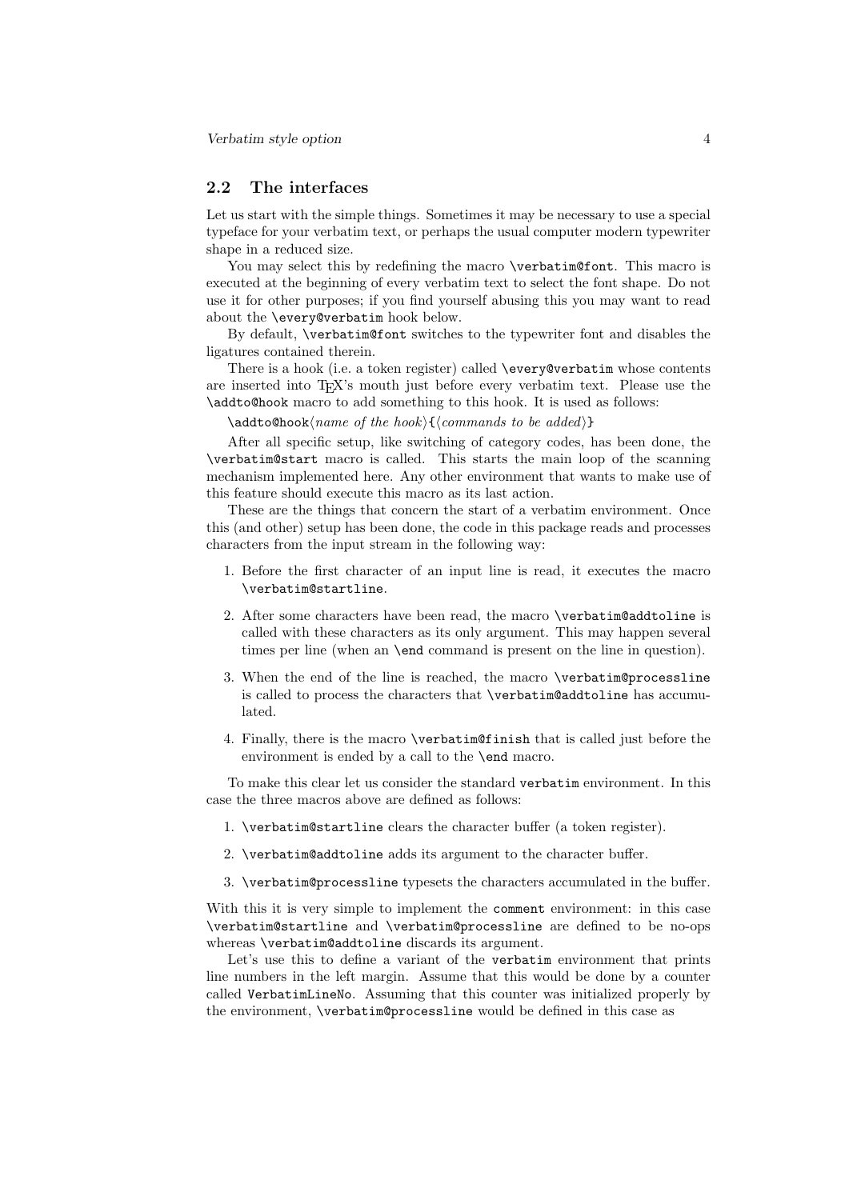## 2.2 The interfaces

Let us start with the simple things. Sometimes it may be necessary to use a special typeface for your verbatim text, or perhaps the usual computer modern typewriter shape in a reduced size.

You may select this by redefining the macro `\verbatim@font`. This macro is executed at the beginning of every verbatim text to select the font shape. Do not use it for other purposes; if you find yourself abusing this you may want to read about the `\every@verbatim` hook below.

By default, `\verbatim@font` switches to the typewriter font and disables the ligatures contained therein.

There is a hook (i.e. a token register) called `\every@verbatim` whose contents are inserted into TEX's mouth just before every verbatim text. Please use the `\addto@hook` macro to add something to this hook. It is used as follows:

`\addto@hook`⟨*name of the hook*⟩`{`⟨*commands to be added*⟩`}`

After all specific setup, like switching of category codes, has been done, the `\verbatim@start` macro is called. This starts the main loop of the scanning mechanism implemented here. Any other environment that wants to make use of this feature should execute this macro as its last action.

These are the things that concern the start of a verbatim environment. Once this (and other) setup has been done, the code in this package reads and processes characters from the input stream in the following way:

1. Before the first character of an input line is read, it executes the macro `\verbatim@startline`.
2. After some characters have been read, the macro `\verbatim@addtoline` is called with these characters as its only argument. This may happen several times per line (when an `\end` command is present on the line in question).
3. When the end of the line is reached, the macro `\verbatim@processline` is called to process the characters that `\verbatim@addtoline` has accumulated.
4. Finally, there is the macro `\verbatim@finish` that is called just before the environment is ended by a call to the `\end` macro.

To make this clear let us consider the standard `verbatim` environment. In this case the three macros above are defined as follows:

1. `\verbatim@startline` clears the character buffer (a token register).
2. `\verbatim@addtoline` adds its argument to the character buffer.
3. `\verbatim@processline` typesets the characters accumulated in the buffer.

With this it is very simple to implement the `comment` environment: in this case `\verbatim@startline` and `\verbatim@processline` are defined to be no-ops whereas `\verbatim@addtoline` discards its argument.

Let's use this to define a variant of the `verbatim` environment that prints line numbers in the left margin. Assume that this would be done by a counter called `VerbatimLineNo`. Assuming that this counter was initialized properly by the environment, `\verbatim@processline` would be defined in this case as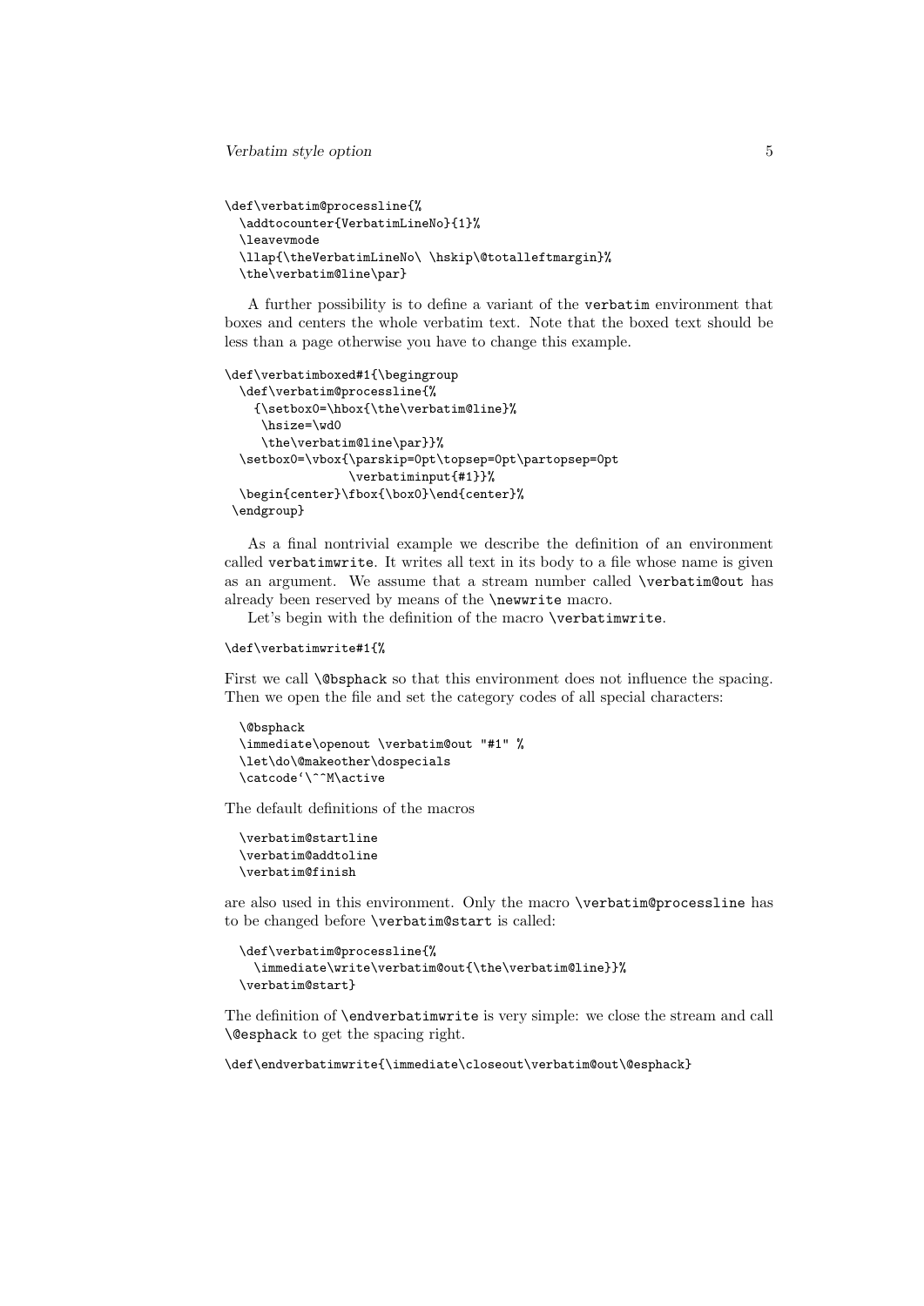```
\def\verbatim@processline{%
  \addtocounter{VerbatimLineNo}{1}%
  \leavevmode
  \llap{\theVerbatimLineNo\ \hskip\@totalleftmargin}%
  \the\verbatim@line\par}
```

A further possibility is to define a variant of the verbatim environment that boxes and centers the whole verbatim text. Note that the boxed text should be less than a page otherwise you have to change this example.

```
\def\verbatimboxed#1{\begingroup
  \def\verbatim@processline{%
    {\setbox0=\hbox{\the\verbatim@line}%
     \hsize=\wd0
     \the\verbatim@line\par}}%
  \setbox0=\vbox{\parskip=0pt\topsep=0pt\partopsep=0pt
                 \verbatiminput{#1}}%
  \begin{center}\fbox{\box0}\end{center}%
 \endgroup}
```

As a final nontrivial example we describe the definition of an environment called verbatimwrite. It writes all text in its body to a file whose name is given as an argument. We assume that a stream number called `\verbatim@out` has already been reserved by means of the `\newwrite` macro.

Let's begin with the definition of the macro `\verbatimwrite`.

```
\def\verbatimwrite#1{%
```

First we call `\@bsphack` so that this environment does not influence the spacing. Then we open the file and set the category codes of all special characters:

```
  \@bsphack
  \immediate\openout \verbatim@out "#1" %
  \let\do\@makeother\dospecials
  \catcode`\^^M\active
```

The default definitions of the macros

```
  \verbatim@startline
  \verbatim@addtoline
  \verbatim@finish
```

are also used in this environment. Only the macro `\verbatim@processline` has to be changed before `\verbatim@start` is called:

```
  \def\verbatim@processline{%
    \immediate\write\verbatim@out{\the\verbatim@line}}%
  \verbatim@start}
```

The definition of `\endverbatimwrite` is very simple: we close the stream and call `\@esphack` to get the spacing right.

```
\def\endverbatimwrite{\immediate\closeout\verbatim@out\@esphack}
```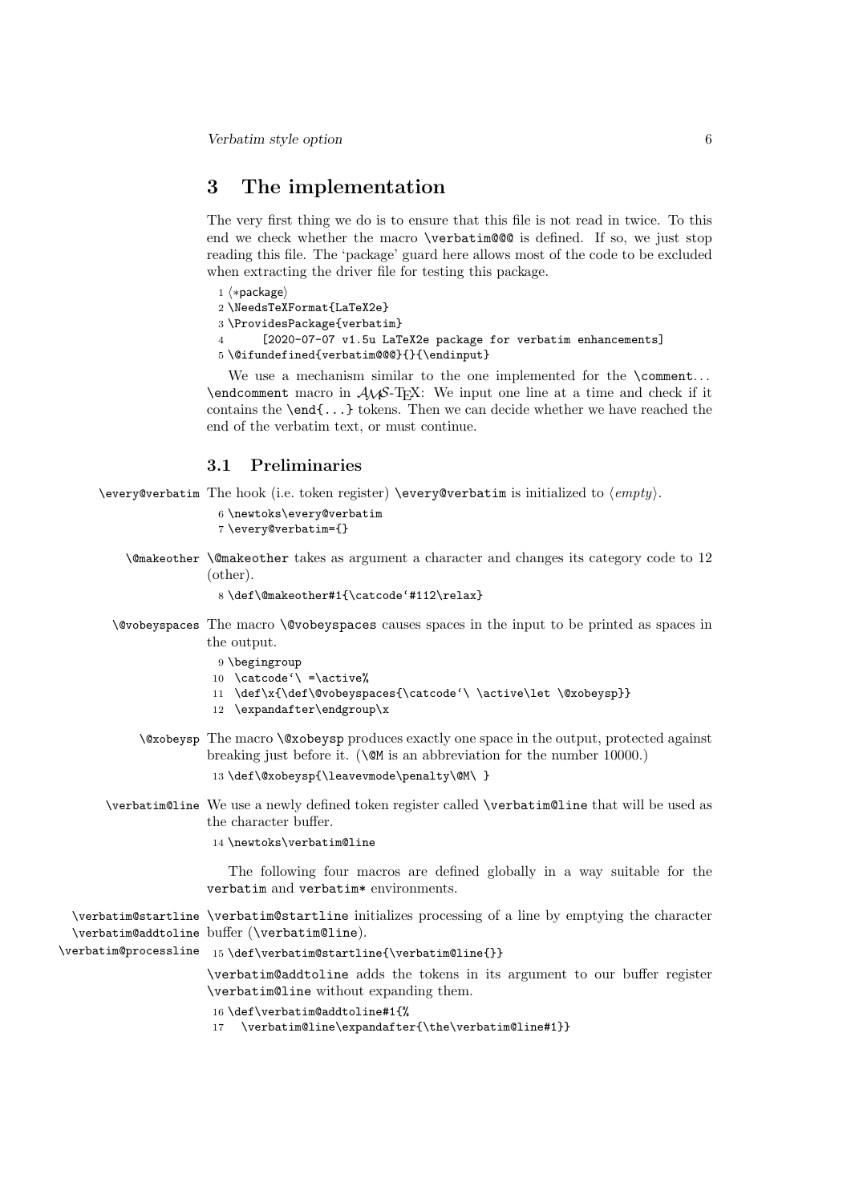## 3 The implementation

The very first thing we do is to ensure that this file is not read in twice. To this end we check whether the macro `\verbatim@@@` is defined. If so, we just stop reading this file. The 'package' guard here allows most of the code to be excluded when extracting the driver file for testing this package.

```
1 ⟨*package⟩
2 \NeedsTeXFormat{LaTeX2e}
3 \ProvidesPackage{verbatim}
4      [2020-07-07 v1.5u LaTeX2e package for verbatim enhancements]
5 \@ifundefined{verbatim@@@}{}{\endinput}
```

We use a mechanism similar to the one implemented for the `\comment`... `\endcomment` macro in AMS-TEX: We input one line at a time and check if it contains the `\end{...}` tokens. Then we can decide whether we have reached the end of the verbatim text, or must continue.

### 3.1 Preliminaries

`\every@verbatim` The hook (i.e. token register) `\every@verbatim` is initialized to ⟨*empty*⟩.

```
6 \newtoks\every@verbatim
7 \every@verbatim={}
```

`\@makeother` `\@makeother` takes as argument a character and changes its category code to 12 (other).

```
8 \def\@makeother#1{\catcode`#112\relax}
```

`\@vobeyspaces` The macro `\@vobeyspaces` causes spaces in the input to be printed as spaces in the output.

```
9 \begingroup
10  \catcode`\ =\active%
11  \def\x{\def\@vobeyspaces{\catcode`\ \active\let \@xobeysp}}
12  \expandafter\endgroup\x
```

`\@xobeysp` The macro `\@xobeysp` produces exactly one space in the output, protected against breaking just before it. (`\@M` is an abbreviation for the number 10000.)

```
13 \def\@xobeysp{\leavevmode\penalty\@M\ }
```

`\verbatim@line` We use a newly defined token register called `\verbatim@line` that will be used as the character buffer.

```
14 \newtoks\verbatim@line
```

The following four macros are defined globally in a way suitable for the `verbatim` and `verbatim*` environments.

`\verbatim@startline` `\verbatim@addtoline` `\verbatim@processline` `\verbatim@startline` initializes processing of a line by emptying the character buffer (`\verbatim@line`).

```
15 \def\verbatim@startline{\verbatim@line{}}
```

`\verbatim@addtoline` adds the tokens in its argument to our buffer register `\verbatim@line` without expanding them.

```
16 \def\verbatim@addtoline#1{%
17   \verbatim@line\expandafter{\the\verbatim@line#1}}
```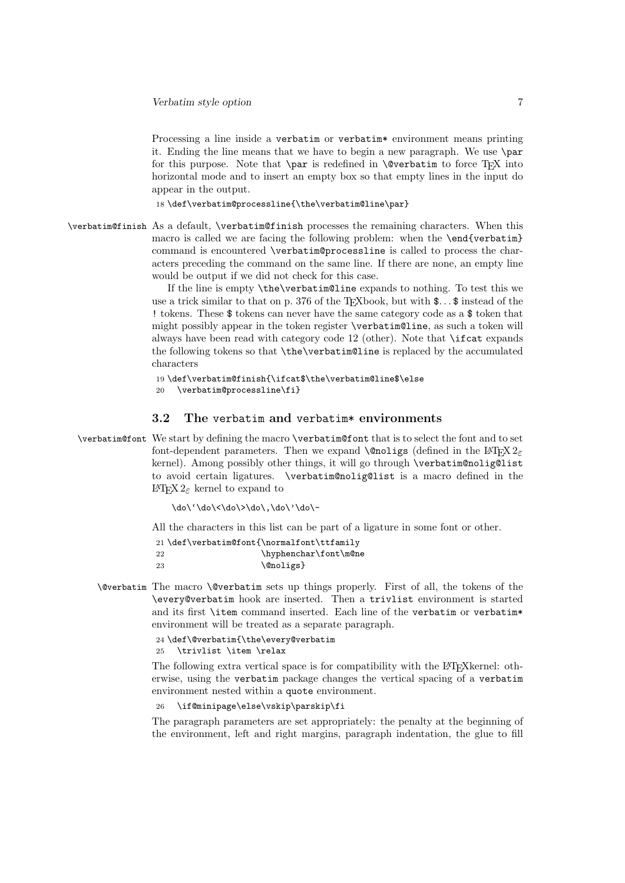Processing a line inside a `verbatim` or `verbatim*` environment means printing it. Ending the line means that we have to begin a new paragraph. We use `\par` for this purpose. Note that `\par` is redefined in `\@verbatim` to force TeX into horizontal mode and to insert an empty box so that empty lines in the input do appear in the output.

```
18 \def\verbatim@processline{\the\verbatim@line\par}
```

`\verbatim@finish` As a default, `\verbatim@finish` processes the remaining characters. When this macro is called we are facing the following problem: when the `\end{verbatim}` command is encountered `\verbatim@processline` is called to process the characters preceding the command on the same line. If there are none, an empty line would be output if we did not check for this case.

If the line is empty `\the\verbatim@line` expands to nothing. To test this we use a trick similar to that on p. 376 of the TeXbook, but with `$...$` instead of the `!` tokens. These `$` tokens can never have the same category code as a `$` token that might possibly appear in the token register `\verbatim@line`, as such a token will always have been read with category code 12 (other). Note that `\ifcat` expands the following tokens so that `\the\verbatim@line` is replaced by the accumulated characters

```
19 \def\verbatim@finish{\ifcat$\the\verbatim@line$\else
20   \verbatim@processline\fi}
```

### 3.2 The verbatim and verbatim* environments

`\verbatim@font` We start by defining the macro `\verbatim@font` that is to select the font and to set font-dependent parameters. Then we expand `\@noligs` (defined in the LaTeX $2_\varepsilon$ kernel). Among possibly other things, it will go through `\verbatim@nolig@list` to avoid certain ligatures. `\verbatim@nolig@list` is a macro defined in the LaTeX $2_\varepsilon$ kernel to expand to

```
\do\`\do\<\do\>\do\,\do\'\do\-
```

All the characters in this list can be part of a ligature in some font or other.

```
21 \def\verbatim@font{\normalfont\ttfamily
22                   \hyphenchar\font\m@ne
23                   \@noligs}
```

`\@verbatim` The macro `\@verbatim` sets up things properly. First of all, the tokens of the `\every@verbatim` hook are inserted. Then a `trivlist` environment is started and its first `\item` command inserted. Each line of the `verbatim` or `verbatim*` environment will be treated as a separate paragraph.

```
24 \def\@verbatim{\the\every@verbatim
25   \trivlist \item \relax
```

The following extra vertical space is for compatibility with the LaTeXkernel: otherwise, using the `verbatim` package changes the vertical spacing of a `verbatim` environment nested within a `quote` environment.

```
26   \if@minipage\else\vskip\parskip\fi
```

The paragraph parameters are set appropriately: the penalty at the beginning of the environment, left and right margins, paragraph indentation, the glue to fill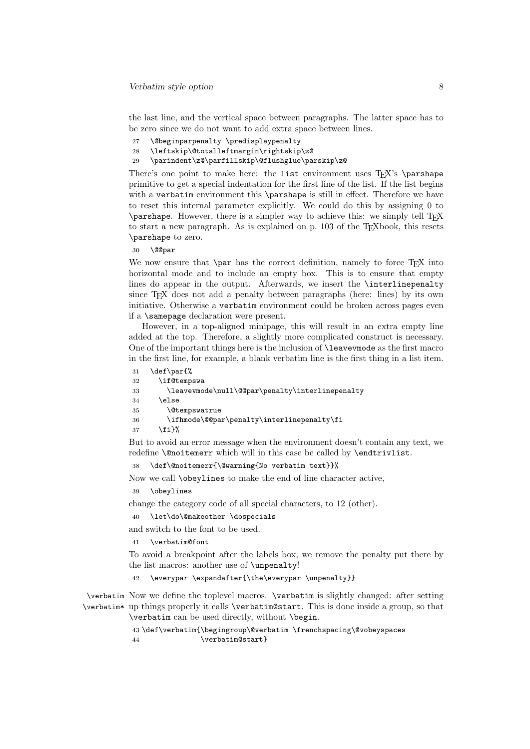the last line, and the vertical space between paragraphs. The latter space has to be zero since we do not want to add extra space between lines.

```
27   \@beginparpenalty \predisplaypenalty
28   \leftskip\@totalleftmargin\rightskip\z@
29   \parindent\z@\parfillskip\@flushglue\parskip\z@
```

There's one point to make here: the `list` environment uses TeX's `\parshape` primitive to get a special indentation for the first line of the list. If the list begins with a `verbatim` environment this `\parshape` is still in effect. Therefore we have to reset this internal parameter explicitly. We could do this by assigning 0 to `\parshape`. However, there is a simpler way to achieve this: we simply tell TeX to start a new paragraph. As is explained on p. 103 of the TeXbook, this resets `\parshape` to zero.

```
30   \@@par
```

We now ensure that `\par` has the correct definition, namely to force TeX into horizontal mode and to include an empty box. This is to ensure that empty lines do appear in the output. Afterwards, we insert the `\interlinepenalty` since TeX does not add a penalty between paragraphs (here: lines) by its own initiative. Otherwise a `verbatim` environment could be broken across pages even if a `\samepage` declaration were present.

However, in a top-aligned minipage, this will result in an extra empty line added at the top. Therefore, a slightly more complicated construct is necessary. One of the important things here is the inclusion of `\leavevmode` as the first macro in the first line, for example, a blank verbatim line is the first thing in a list item.

```
31   \def\par{%
32     \if@tempswa
33       \leavevmode\null\@@par\penalty\interlinepenalty
34     \else
35       \@tempswatrue
36       \ifhmode\@@par\penalty\interlinepenalty\fi
37     \fi}%
```

But to avoid an error message when the environment doesn't contain any text, we redefine `\@noitemerr` which will in this case be called by `\endtrivlist`.

```
38   \def\@noitemerr{\@warning{No verbatim text}}%
```

Now we call `\obeylines` to make the end of line character active,

```
39   \obeylines
```

change the category code of all special characters, to 12 (other).

```
40   \let\do\@makeother \dospecials
```

and switch to the font to be used.

```
41   \verbatim@font
```

To avoid a breakpoint after the labels box, we remove the penalty put there by the list macros: another use of `\unpenalty`!

```
42   \everypar \expandafter{\the\everypar \unpenalty}}
```

`\verbatim` `\verbatim*` Now we define the toplevel macros. `\verbatim` is slightly changed: after setting up things properly it calls `\verbatim@start`. This is done inside a group, so that `\verbatim` can be used directly, without `\begin`.

```
43 \def\verbatim{\begingroup\@verbatim \frenchspacing\@vobeyspaces
44               \verbatim@start}
```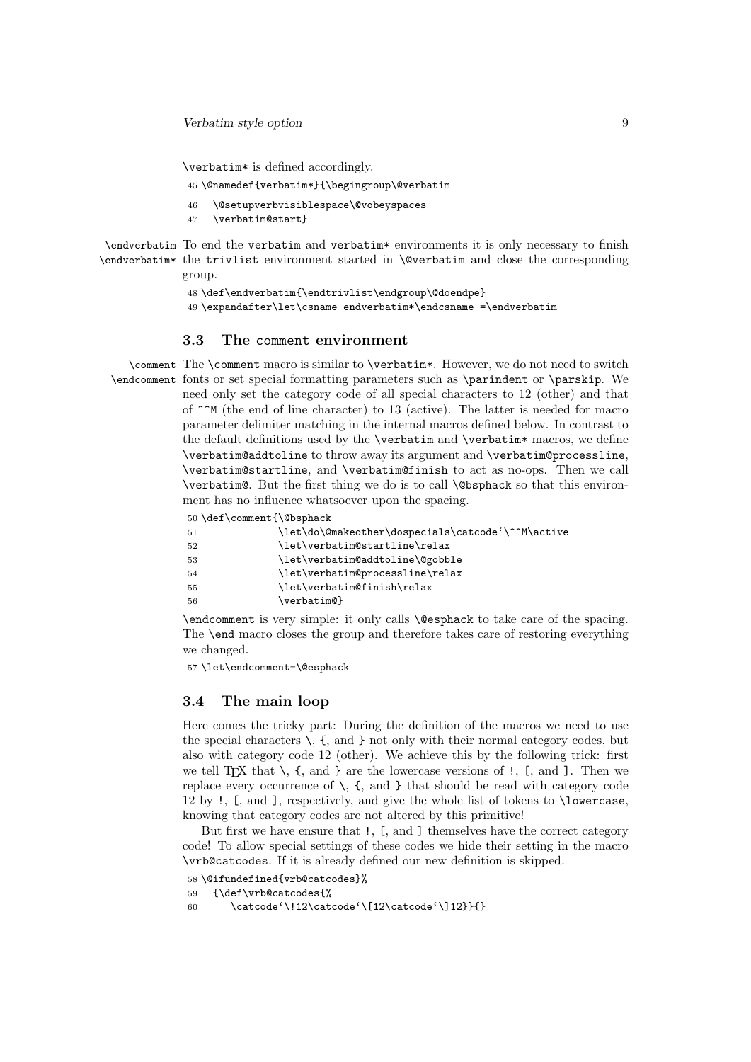\verbatim* is defined accordingly.

```
45 \@namedef{verbatim*}{\begingroup\@verbatim
46   \@setupverbvisiblespace\@vobeyspaces
47   \verbatim@start}
```

\endverbatim \endverbatim* To end the verbatim and verbatim* environments it is only necessary to finish the trivlist environment started in \@verbatim and close the corresponding group.

```
48 \def\endverbatim{\endtrivlist\endgroup\@doendpe}
49 \expandafter\let\csname endverbatim*\endcsname =\endverbatim
```

### 3.3 The comment environment

\comment \endcomment The \comment macro is similar to \verbatim*. However, we do not need to switch fonts or set special formatting parameters such as \parindent or \parskip. We need only set the category code of all special characters to 12 (other) and that of ^^M (the end of line character) to 13 (active). The latter is needed for macro parameter delimiter matching in the internal macros defined below. In contrast to the default definitions used by the \verbatim and \verbatim* macros, we define \verbatim@addtoline to throw away its argument and \verbatim@processline, \verbatim@startline, and \verbatim@finish to act as no-ops. Then we call \verbatim@. But the first thing we do is to call \@bsphack so that this environment has no influence whatsoever upon the spacing.

```
50 \def\comment{\@bsphack
51             \let\do\@makeother\dospecials\catcode`\^^M\active
52             \let\verbatim@startline\relax
53             \let\verbatim@addtoline\@gobble
54             \let\verbatim@processline\relax
55             \let\verbatim@finish\relax
56             \verbatim@}
```

\endcomment is very simple: it only calls \@esphack to take care of the spacing. The \end macro closes the group and therefore takes care of restoring everything we changed.

```
57 \let\endcomment=\@esphack
```

### 3.4 The main loop

Here comes the tricky part: During the definition of the macros we need to use the special characters \, {, and } not only with their normal category codes, but also with category code 12 (other). We achieve this by the following trick: first we tell TEX that \, {, and } are the lowercase versions of !, [, and ]. Then we replace every occurrence of \, {, and } that should be read with category code 12 by !, [, and ], respectively, and give the whole list of tokens to \lowercase, knowing that category codes are not altered by this primitive!

But first we have ensure that !, [, and ] themselves have the correct category code! To allow special settings of these codes we hide their setting in the macro \vrb@catcodes. If it is already defined our new definition is skipped.

```
58 \@ifundefined{vrb@catcodes}%
59   {\def\vrb@catcodes{%
60      \catcode`\!12\catcode`\[12\catcode`\]12}}{}
```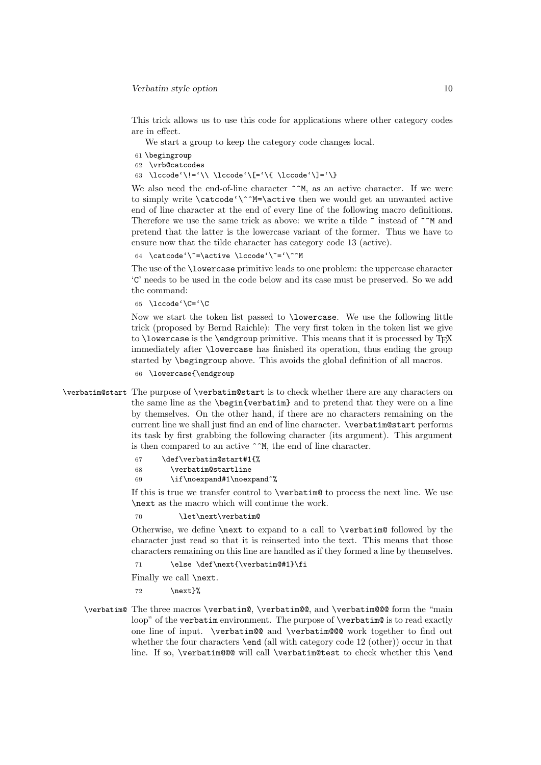This trick allows us to use this code for applications where other category codes are in effect.

We start a group to keep the category code changes local.

```
61 \begingroup
62   \vrb@catcodes
63   \lccode`\!=`\\ \lccode`\[=`\{ \lccode`\]=`\}
```

We also need the end-of-line character `^^M`, as an active character. If we were to simply write `\catcode`\^^M=\active` then we would get an unwanted active end of line character at the end of every line of the following macro definitions. Therefore we use the same trick as above: we write a tilde `~` instead of `^^M` and pretend that the latter is the lowercase variant of the former. Thus we have to ensure now that the tilde character has category code 13 (active).

```
64   \catcode`\~=\active \lccode`\~=`\^^M
```

The use of the `\lowercase` primitive leads to one problem: the uppercase character '`C`' needs to be used in the code below and its case must be preserved. So we add the command:

```
65   \lccode`\C=`\C
```

Now we start the token list passed to `\lowercase`. We use the following little trick (proposed by Bernd Raichle): The very first token in the token list we give to `\lowercase` is the `\endgroup` primitive. This means that it is processed by TEX immediately after `\lowercase` has finished its operation, thus ending the group started by `\begingroup` above. This avoids the global definition of all macros.

```
66   \lowercase{\endgroup
```

`\verbatim@start` The purpose of `\verbatim@start` is to check whether there are any characters on the same line as the `\begin{verbatim}` and to pretend that they were on a line by themselves. On the other hand, if there are no characters remaining on the current line we shall just find an end of line character. `\verbatim@start` performs its task by first grabbing the following character (its argument). This argument is then compared to an active `^^M`, the end of line character.

```
67     \def\verbatim@start#1{%
68       \verbatim@startline
69       \if\noexpand#1\noexpand~%
```

If this is true we transfer control to `\verbatim@` to process the next line. We use `\next` as the macro which will continue the work.

```
70         \let\next\verbatim@
```

Otherwise, we define `\next` to expand to a call to `\verbatim@` followed by the character just read so that it is reinserted into the text. This means that those characters remaining on this line are handled as if they formed a line by themselves.

```
71       \else \def\next{\verbatim@#1}\fi
```

Finally we call `\next`.

```
72       \next}%
```

`\verbatim@` The three macros `\verbatim@`, `\verbatim@@`, and `\verbatim@@@` form the "main loop" of the `verbatim` environment. The purpose of `\verbatim@` is to read exactly one line of input. `\verbatim@@` and `\verbatim@@@` work together to find out whether the four characters `\end` (all with category code 12 (other)) occur in that line. If so, `\verbatim@@@` will call `\verbatim@test` to check whether this `\end`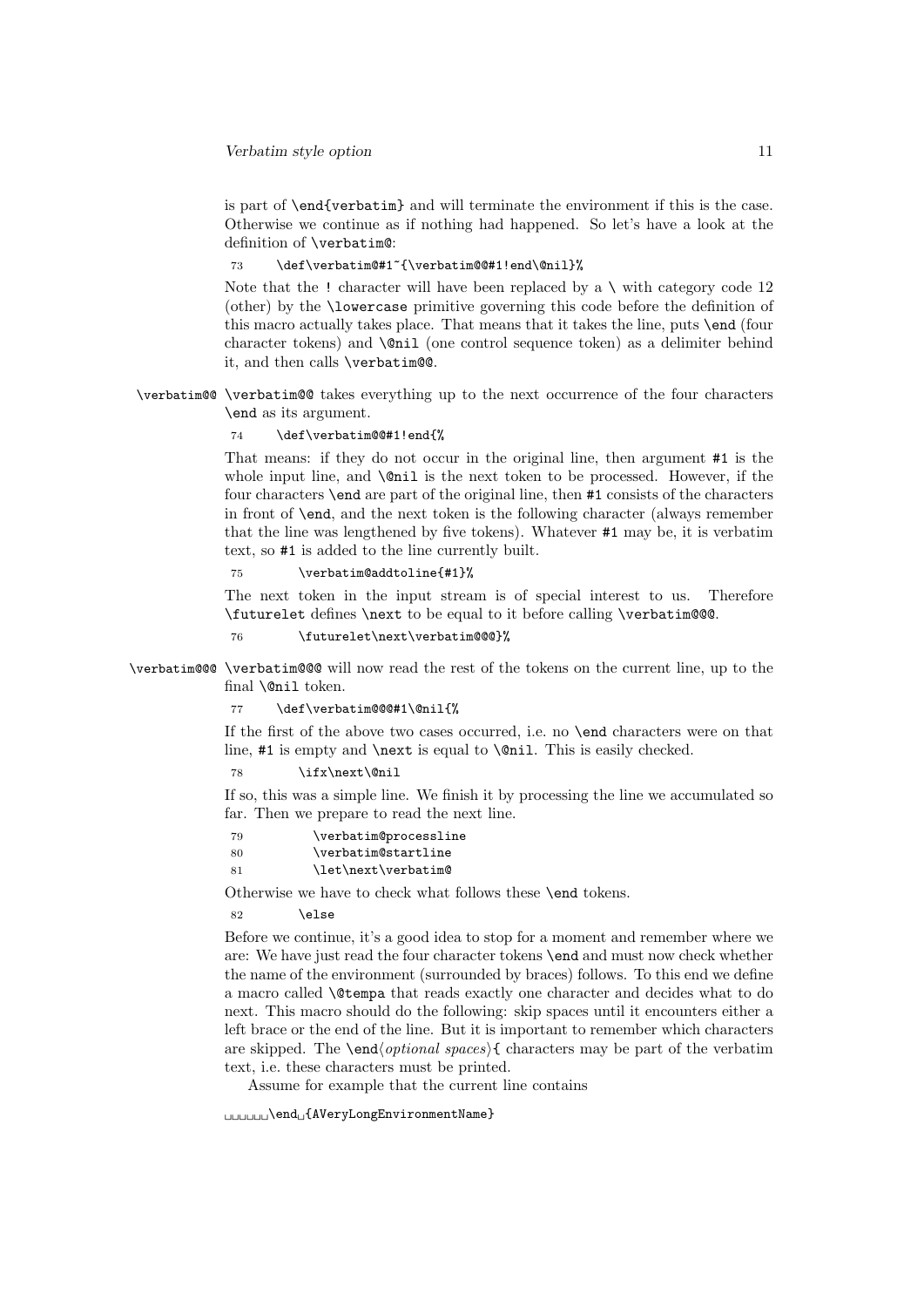is part of `\end{verbatim}` and will terminate the environment if this is the case. Otherwise we continue as if nothing had happened. So let's have a look at the definition of `\verbatim@`:

```
73      \def\verbatim@#1~{\verbatim@@#1!end\@nil}%
```

Note that the `!` character will have been replaced by a `\` with category code 12 (other) by the `\lowercase` primitive governing this code before the definition of this macro actually takes place. That means that it takes the line, puts `\end` (four character tokens) and `\@nil` (one control sequence token) as a delimiter behind it, and then calls `\verbatim@@`.

`\verbatim@@` — `\verbatim@@` takes everything up to the next occurrence of the four characters `\end` as its argument.

```
74      \def\verbatim@@#1!end{%
```

That means: if they do not occur in the original line, then argument `#1` is the whole input line, and `\@nil` is the next token to be processed. However, if the four characters `\end` are part of the original line, then `#1` consists of the characters in front of `\end`, and the next token is the following character (always remember that the line was lengthened by five tokens). Whatever `#1` may be, it is verbatim text, so `#1` is added to the line currently built.

```
75         \verbatim@addtoline{#1}%
```

The next token in the input stream is of special interest to us. Therefore `\futurelet` defines `\next` to be equal to it before calling `\verbatim@@@`.

```
76         \futurelet\next\verbatim@@@}%
```

`\verbatim@@@` — `\verbatim@@@` will now read the rest of the tokens on the current line, up to the final `\@nil` token.

```
77      \def\verbatim@@@#1\@nil{%
```

If the first of the above two cases occurred, i.e. no `\end` characters were on that line, `#1` is empty and `\next` is equal to `\@nil`. This is easily checked.

```
78         \ifx\next\@nil
```

If so, this was a simple line. We finish it by processing the line we accumulated so far. Then we prepare to read the next line.

```
79           \verbatim@processline
80           \verbatim@startline
81           \let\next\verbatim@
```

Otherwise we have to check what follows these `\end` tokens.

```
82         \else
```

Before we continue, it's a good idea to stop for a moment and remember where we are: We have just read the four character tokens `\end` and must now check whether the name of the environment (surrounded by braces) follows. To this end we define a macro called `\@tempa` that reads exactly one character and decides what to do next. This macro should do the following: skip spaces until it encounters either a left brace or the end of the line. But it is important to remember which characters are skipped. The `\end`⟨*optional spaces*⟩`{` characters may be part of the verbatim text, i.e. these characters must be printed.

Assume for example that the current line contains

```
␣␣␣␣␣␣\end␣{AVeryLongEnvironmentName}
```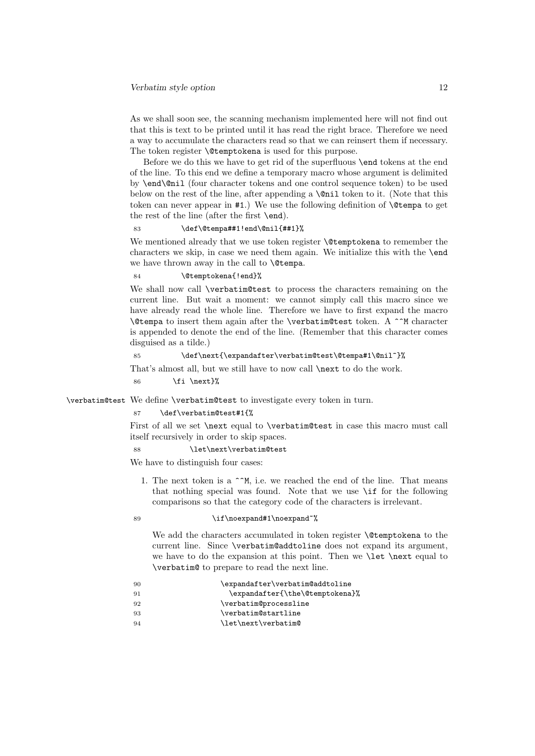As we shall soon see, the scanning mechanism implemented here will not find out that this is text to be printed until it has read the right brace. Therefore we need a way to accumulate the characters read so that we can reinsert them if necessary. The token register `\@temptokena` is used for this purpose.

Before we do this we have to get rid of the superfluous `\end` tokens at the end of the line. To this end we define a temporary macro whose argument is delimited by `\end\@nil` (four character tokens and one control sequence token) to be used below on the rest of the line, after appending a `\@nil` token to it. (Note that this token can never appear in `#1`.) We use the following definition of `\@tempa` to get the rest of the line (after the first `\end`).

```
83          \def\@tempa##1!end\@nil{##1}%
```

We mentioned already that we use token register `\@temptokena` to remember the characters we skip, in case we need them again. We initialize this with the `\end` we have thrown away in the call to `\@tempa`.

```
84          \@temptokena{!end}%
```

We shall now call `\verbatim@test` to process the characters remaining on the current line. But wait a moment: we cannot simply call this macro since we have already read the whole line. Therefore we have to first expand the macro `\@tempa` to insert them again after the `\verbatim@test` token. A `^^M` character is appended to denote the end of the line. (Remember that this character comes disguised as a tilde.)

```
85          \def\next{\expandafter\verbatim@test\@tempa#1\@nil~}%
```

That's almost all, but we still have to now call `\next` to do the work.

```
86        \fi \next}%
```

`\verbatim@test` We define `\verbatim@test` to investigate every token in turn.

```
87     \def\verbatim@test#1{%
```

First of all we set `\next` equal to `\verbatim@test` in case this macro must call itself recursively in order to skip spaces.

```
88            \let\next\verbatim@test
```

We have to distinguish four cases:

1. The next token is a `^^M`, i.e. we reached the end of the line. That means that nothing special was found. Note that we use `\if` for the following comparisons so that the category code of the characters is irrelevant.

   ```
   89                \if\noexpand#1\noexpand~%
   ```

   We add the characters accumulated in token register `\@temptokena` to the current line. Since `\verbatim@addtoline` does not expand its argument, we have to do the expansion at this point. Then we `\let \next` equal to `\verbatim@` to prepare to read the next line.

   ```
   90                  \expandafter\verbatim@addtoline
   91                    \expandafter{\the\@temptokena}%
   92                  \verbatim@processline
   93                  \verbatim@startline
   94                  \let\next\verbatim@
   ```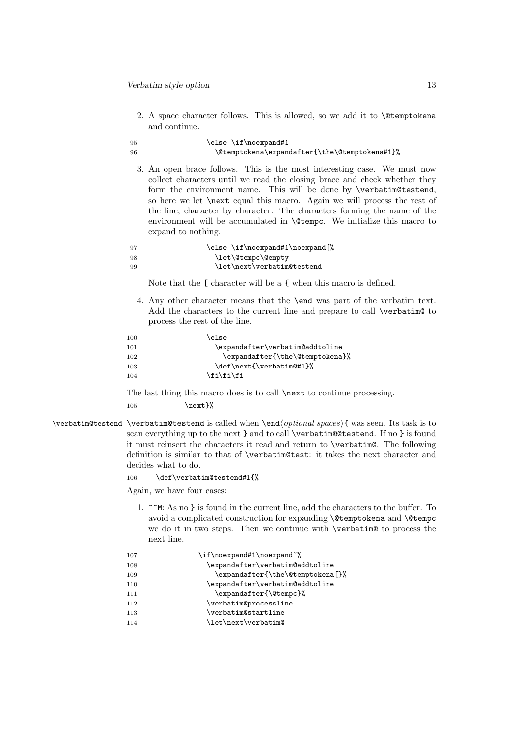2. A space character follows. This is allowed, so we add it to `\@temptokena` and continue.

```
95                  \else \if\noexpand#1
96                    \@temptokena\expandafter{\the\@temptokena#1}%
```

3. An open brace follows. This is the most interesting case. We must now collect characters until we read the closing brace and check whether they form the environment name. This will be done by `\verbatim@testend`, so here we let `\next` equal this macro. Again we will process the rest of the line, character by character. The characters forming the name of the environment will be accumulated in `\@tempc`. We initialize this macro to expand to nothing.

```
97                  \else \if\noexpand#1\noexpand[%
98                    \let\@tempc\@empty
99                    \let\next\verbatim@testend
```

Note that the `[` character will be a `{` when this macro is defined.

4. Any other character means that the `\end` was part of the verbatim text. Add the characters to the current line and prepare to call `\verbatim@` to process the rest of the line.

```
100                 \else
101                   \expandafter\verbatim@addtoline
102                     \expandafter{\the\@temptokena}%
103                   \def\next{\verbatim@#1}%
104                 \fi\fi\fi
```

The last thing this macro does is to call `\next` to continue processing.

```
105             \next}%
```

`\verbatim@testend` `\verbatim@testend` is called when `\end`⟨*optional spaces*⟩`{` was seen. Its task is to scan everything up to the next `}` and to call `\verbatim@@testend`. If no `}` is found it must reinsert the characters it read and return to `\verbatim@`. The following definition is similar to that of `\verbatim@test`: it takes the next character and decides what to do.

```
106     \def\verbatim@testend#1{%
```

Again, we have four cases:

1. `^^M`: As no `}` is found in the current line, add the characters to the buffer. To avoid a complicated construction for expanding `\@temptokena` and `\@tempc` we do it in two steps. Then we continue with `\verbatim@` to process the next line.

```
107               \if\noexpand#1\noexpand~%
108                 \expandafter\verbatim@addtoline
109                   \expandafter{\the\@temptokena[}%
110                 \expandafter\verbatim@addtoline
111                   \expandafter{\@tempc}%
112                 \verbatim@processline
113                 \verbatim@startline
114                 \let\next\verbatim@
```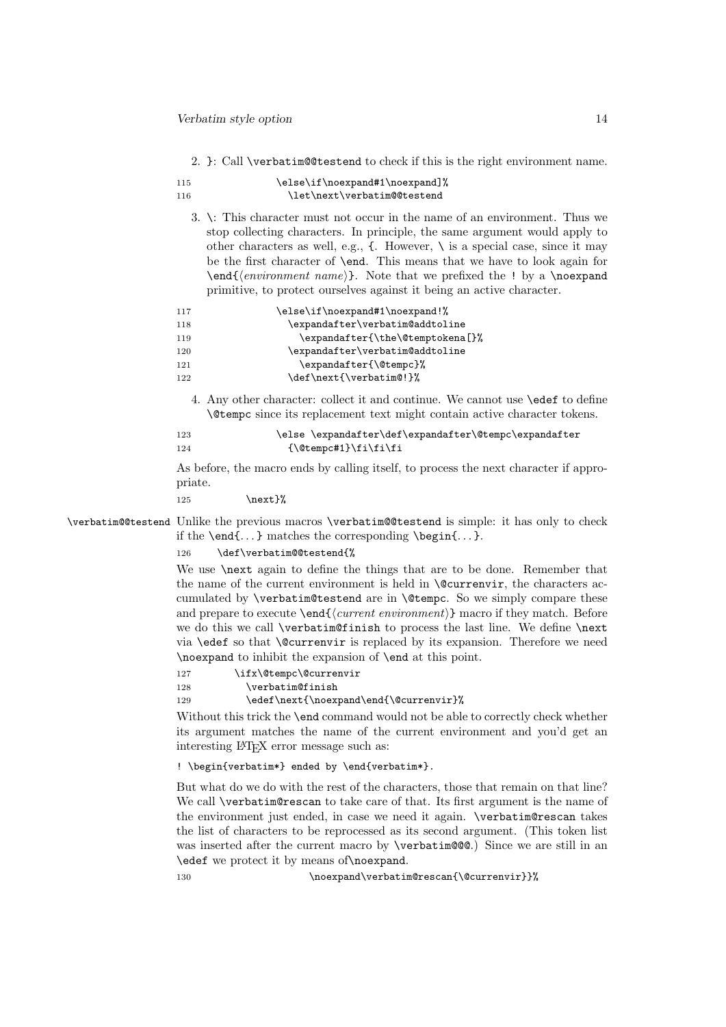2. }: Call `\verbatim@@testend` to check if this is the right environment name.

```
115               \else\if\noexpand#1\noexpand]%
116                 \let\next\verbatim@@testend
```

3. \: This character must not occur in the name of an environment. Thus we stop collecting characters. In principle, the same argument would apply to other characters as well, e.g., {. However, \ is a special case, since it may be the first character of `\end`. This means that we have to look again for `\end{`⟨*environment name*⟩`}`. Note that we prefixed the `!` by a `\noexpand` primitive, to protect ourselves against it being an active character.

```
117               \else\if\noexpand#1\noexpand!%
118                 \expandafter\verbatim@addtoline
119                   \expandafter{\the\@temptokena[}%
120                 \expandafter\verbatim@addtoline
121                   \expandafter{\@tempc}%
122                 \def\next{\verbatim@!}%
```

4. Any other character: collect it and continue. We cannot use `\edef` to define `\@tempc` since its replacement text might contain active character tokens.

```
123               \else \expandafter\def\expandafter\@tempc\expandafter
124                 {\@tempc#1}\fi\fi\fi
```

As before, the macro ends by calling itself, to process the next character if appropriate.

```
125           \next}%
```

`\verbatim@@testend` Unlike the previous macros `\verbatim@@testend` is simple: it has only to check if the `\end{...}` matches the corresponding `\begin{...}`.

```
126     \def\verbatim@@testend{%
```

We use `\next` again to define the things that are to be done. Remember that the name of the current environment is held in `\@currenvir`, the characters accumulated by `\verbatim@testend` are in `\@tempc`. So we simply compare these and prepare to execute `\end{`⟨*current environment*⟩`}` macro if they match. Before we do this we call `\verbatim@finish` to process the last line. We define `\next` via `\edef` so that `\@currenvir` is replaced by its expansion. Therefore we need `\noexpand` to inhibit the expansion of `\end` at this point.

```
127       \ifx\@tempc\@currenvir
128         \verbatim@finish
129         \edef\next{\noexpand\end{\@currenvir}%
```

Without this trick the `\end` command would not be able to correctly check whether its argument matches the name of the current environment and you'd get an interesting LaTeX error message such as:

```
! \begin{verbatim*} ended by \end{verbatim*}.
```

But what do we do with the rest of the characters, those that remain on that line? We call `\verbatim@rescan` to take care of that. Its first argument is the name of the environment just ended, in case we need it again. `\verbatim@rescan` takes the list of characters to be reprocessed as its second argument. (This token list was inserted after the current macro by `\verbatim@@@`.) Since we are still in an `\edef` we protect it by means of`\noexpand`.

```
130                    \noexpand\verbatim@rescan{\@currenvir}}%
```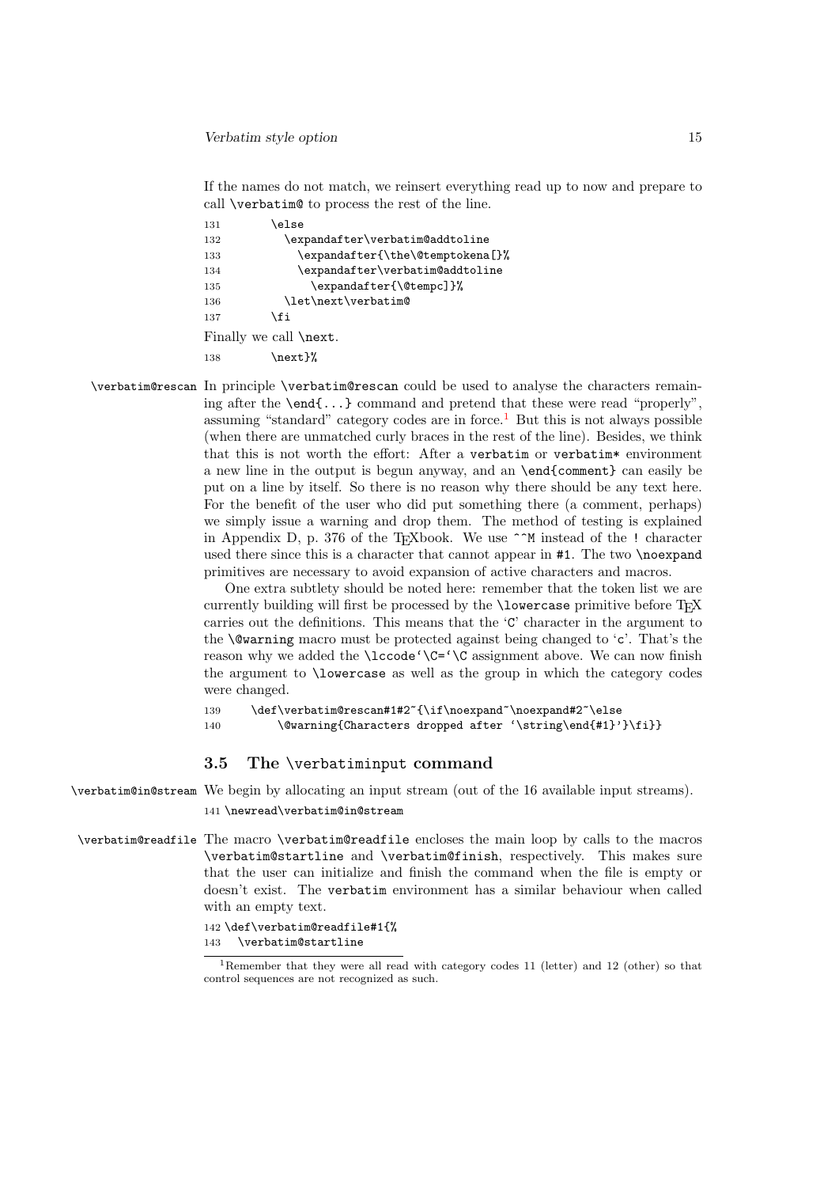If the names do not match, we reinsert everything read up to now and prepare to call \verbatim@ to process the rest of the line.

```
131         \else
132           \expandafter\verbatim@addtoline
133             \expandafter{\the\@temptokena[}%
134             \expandafter\verbatim@addtoline
135               \expandafter{\@tempc]}%
136           \let\next\verbatim@
137         \fi
```

Finally we call \next.

```
138         \next}%
```

\verbatim@rescan In principle \verbatim@rescan could be used to analyse the characters remaining after the \end{...} command and pretend that these were read "properly", assuming "standard" category codes are in force.[1] But this is not always possible (when there are unmatched curly braces in the rest of the line). Besides, we think that this is not worth the effort: After a verbatim or verbatim* environment a new line in the output is begun anyway, and an \end{comment} can easily be put on a line by itself. So there is no reason why there should be any text here. For the benefit of the user who did put something there (a comment, perhaps) we simply issue a warning and drop them. The method of testing is explained in Appendix D, p. 376 of the TEXbook. We use ^^M instead of the ! character used there since this is a character that cannot appear in #1. The two \noexpand primitives are necessary to avoid expansion of active characters and macros.

One extra subtlety should be noted here: remember that the token list we are currently building will first be processed by the \lowercase primitive before TEX carries out the definitions. This means that the 'C' character in the argument to the \@warning macro must be protected against being changed to 'c'. That's the reason why we added the \lccode`\C=`\C assignment above. We can now finish the argument to \lowercase as well as the group in which the category codes were changed.

```
139     \def\verbatim@rescan#1#2~{\if\noexpand~\noexpand#2~\else
140         \@warning{Characters dropped after `\string\end{#1}'}\fi}}
```

### 3.5 The \verbatiminput command

\verbatim@in@stream We begin by allocating an input stream (out of the 16 available input streams).

```
141 \newread\verbatim@in@stream
```

\verbatim@readfile The macro \verbatim@readfile encloses the main loop by calls to the macros \verbatim@startline and \verbatim@finish, respectively. This makes sure that the user can initialize and finish the command when the file is empty or doesn't exist. The verbatim environment has a similar behaviour when called with an empty text.

```
142 \def\verbatim@readfile#1{%
143   \verbatim@startline
```

[1]Remember that they were all read with category codes 11 (letter) and 12 (other) so that control sequences are not recognized as such.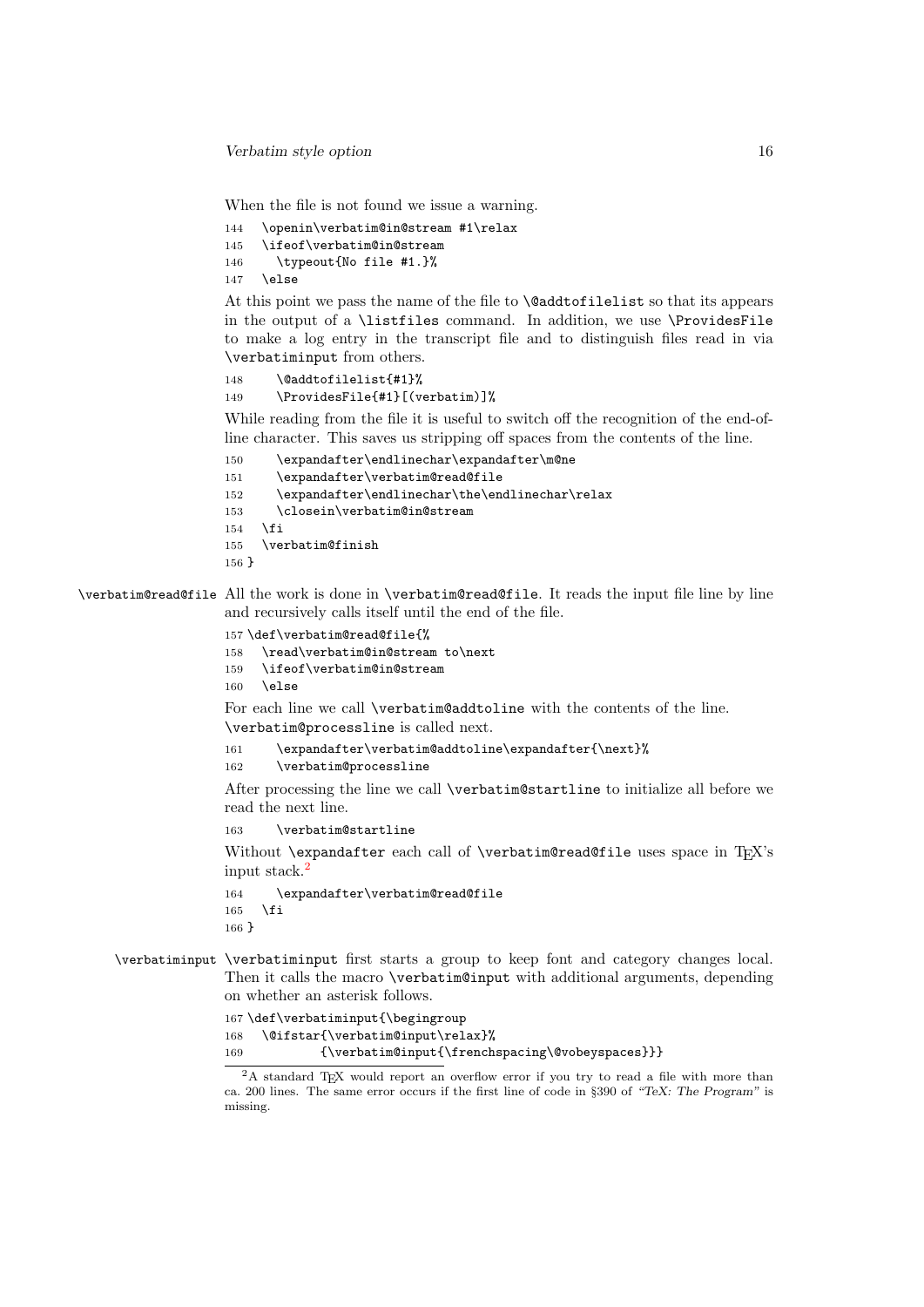When the file is not found we issue a warning.

```
144   \openin\verbatim@in@stream #1\relax
145   \ifeof\verbatim@in@stream
146     \typeout{No file #1.}%
147   \else
```

At this point we pass the name of the file to `\@addtofilelist` so that its appears in the output of a `\listfiles` command. In addition, we use `\ProvidesFile` to make a log entry in the transcript file and to distinguish files read in via `\verbatiminput` from others.

```
148     \@addtofilelist{#1}%
149     \ProvidesFile{#1}[(verbatim)]%
```

While reading from the file it is useful to switch off the recognition of the end-of-line character. This saves us stripping off spaces from the contents of the line.

```
150     \expandafter\endlinechar\expandafter\m@ne
151     \expandafter\verbatim@read@file
152     \expandafter\endlinechar\the\endlinechar\relax
153     \closein\verbatim@in@stream
154   \fi
155   \verbatim@finish
156 }
```

`\verbatim@read@file` All the work is done in `\verbatim@read@file`. It reads the input file line by line and recursively calls itself until the end of the file.

```
157 \def\verbatim@read@file{%
158   \read\verbatim@in@stream to\next
159   \ifeof\verbatim@in@stream
160   \else
```

For each line we call `\verbatim@addtoline` with the contents of the line. `\verbatim@processline` is called next.

```
161     \expandafter\verbatim@addtoline\expandafter{\next}%
162     \verbatim@processline
```

After processing the line we call `\verbatim@startline` to initialize all before we read the next line.

```
163     \verbatim@startline
```

Without `\expandafter` each call of `\verbatim@read@file` uses space in TeX's input stack.[2]

```
164     \expandafter\verbatim@read@file
165   \fi
166 }
```

`\verbatiminput` `\verbatiminput` first starts a group to keep font and category changes local. Then it calls the macro `\verbatim@input` with additional arguments, depending on whether an asterisk follows.

```
167 \def\verbatiminput{\begingroup
168   \@ifstar{\verbatim@input\relax}%
169           {\verbatim@input{\frenchspacing\@vobeyspaces}}}
```

[2] A standard TeX would report an overflow error if you try to read a file with more than ca. 200 lines. The same error occurs if the first line of code in §390 of *"TeX: The Program"* is missing.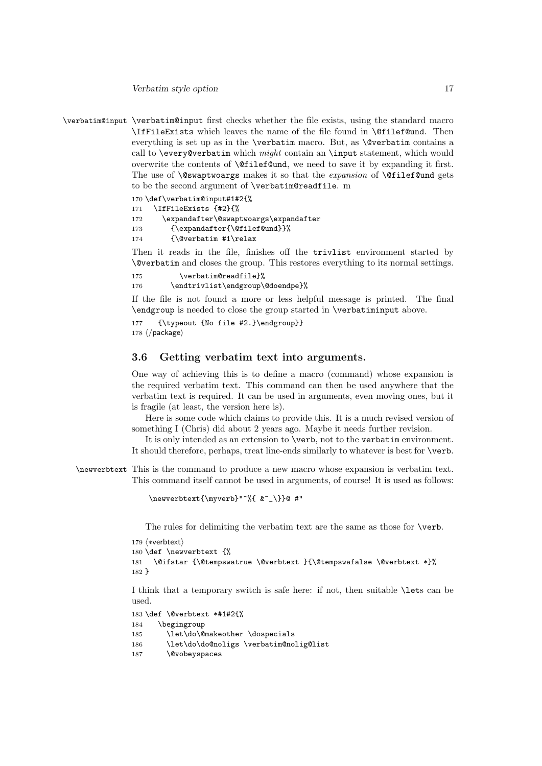\verbatim@input first checks whether the file exists, using the standard macro \IfFileExists which leaves the name of the file found in \@filef@und. Then everything is set up as in the \verbatim macro. But, as \@verbatim contains a call to \every@verbatim which *might* contain an \input statement, which would overwrite the contents of \@filef@und, we need to save it by expanding it first. The use of \@swaptwoargs makes it so that the *expansion* of \@filef@und gets to be the second argument of \verbatim@readfile. m

```
170 \def\verbatim@input#1#2{%
171   \IfFileExists {#2}{%
172     \expandafter\@swaptwoargs\expandafter
173       {\expandafter{\@filef@und}}%
174       {\@verbatim #1\relax
```

Then it reads in the file, finishes off the trivlist environment started by \@verbatim and closes the group. This restores everything to its normal settings.

```
175         \verbatim@readfile}%
176       \endtrivlist\endgroup\@doendpe}%
```

If the file is not found a more or less helpful message is printed. The final \endgroup is needed to close the group started in \verbatiminput above.

```
177     {\typeout {No file #2.}\endgroup}}
178 ⟨/package⟩
```

## 3.6 Getting verbatim text into arguments.

One way of achieving this is to define a macro (command) whose expansion is the required verbatim text. This command can then be used anywhere that the verbatim text is required. It can be used in arguments, even moving ones, but it is fragile (at least, the version here is).

Here is some code which claims to provide this. It is a much revised version of something I (Chris) did about 2 years ago. Maybe it needs further revision.

It is only intended as an extension to \verb, not to the verbatim environment. It should therefore, perhaps, treat line-ends similarly to whatever is best for \verb.

\newverbtext This is the command to produce a new macro whose expansion is verbatim text. This command itself cannot be used in arguments, of course! It is used as follows:

```
\newverbtext{\myverb}"^%{ &~_\}}@ #"
```

The rules for delimiting the verbatim text are the same as those for \verb.

```
179 ⟨*verbtext⟩
180 \def \newverbtext {%
181   \@ifstar {\@tempswatrue \@verbtext }{\@tempswafalse \@verbtext *}%
182 }
```

I think that a temporary switch is safe here: if not, then suitable \lets can be used.

```
183 \def \@verbtext *#1#2{%
184   \begingroup
185     \let\do\@makeother \dospecials
186     \let\do\do@noligs \verbatim@nolig@list
187     \@vobeyspaces
```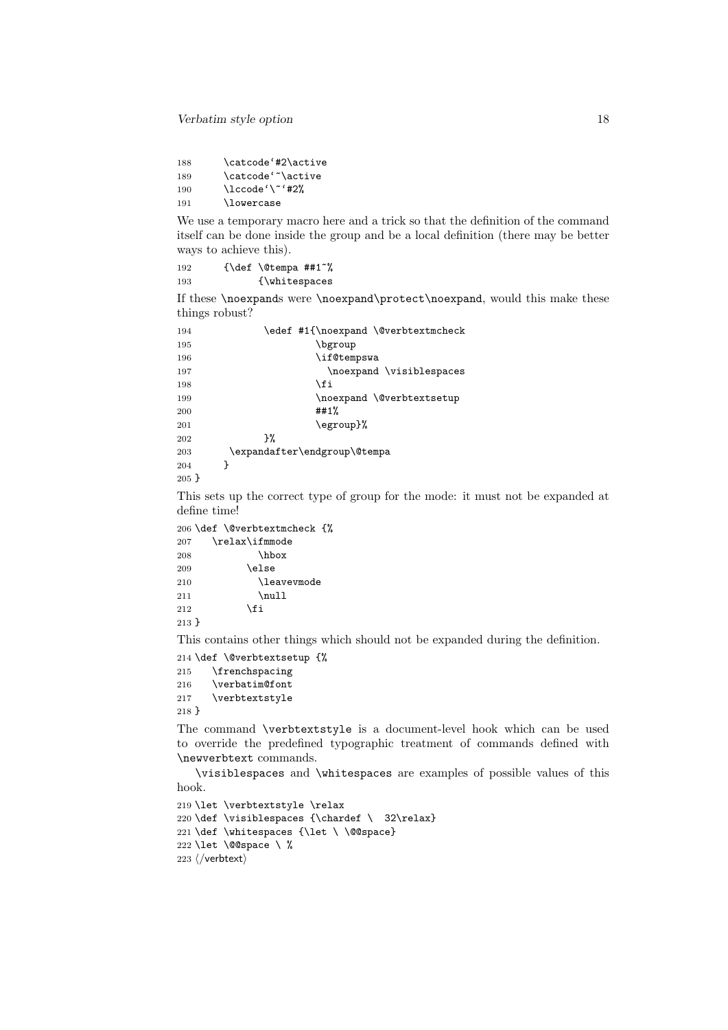```
188     \catcode`#2\active
189     \catcode`~\active
190     \lccode`\~`#2%
191     \lowercase
```

We use a temporary macro here and a trick so that the definition of the command itself can be done inside the group and be a local definition (there may be better ways to achieve this).

```
192     {\def \@tempa ##1~%
193          {\whitespaces
```

If these `\noexpand`s were `\noexpand\protect\noexpand`, would this make these things robust?

```
194           \edef #1{\noexpand \@verbtextmcheck
195                    \bgroup
196                    \if@tempswa
197                      \noexpand \visiblespaces
198                    \fi
199                    \noexpand \@verbtextsetup
200                    ##1%
201                    \egroup}%
202           }%
203      \expandafter\endgroup\@tempa
204     }
205 }
```

This sets up the correct type of group for the mode: it must not be expanded at define time!

```
206 \def \@verbtextmcheck {%
207   \relax\ifmmode
208           \hbox
209         \else
210           \leavevmode
211           \null
212         \fi
213 }
```

This contains other things which should not be expanded during the definition.

```
214 \def \@verbtextsetup {%
215   \frenchspacing
216   \verbatim@font
217   \verbtextstyle
218 }
```

The command `\verbtextstyle` is a document-level hook which can be used to override the predefined typographic treatment of commands defined with `\newverbtext` commands.

`\visiblespaces` and `\whitespaces` are examples of possible values of this hook.

```
219 \let \verbtextstyle \relax
220 \def \visiblespaces {\chardef \  32\relax}
221 \def \whitespaces {\let \ \@@space}
222 \let \@@space \ %
223 ⟨/verbtext⟩
```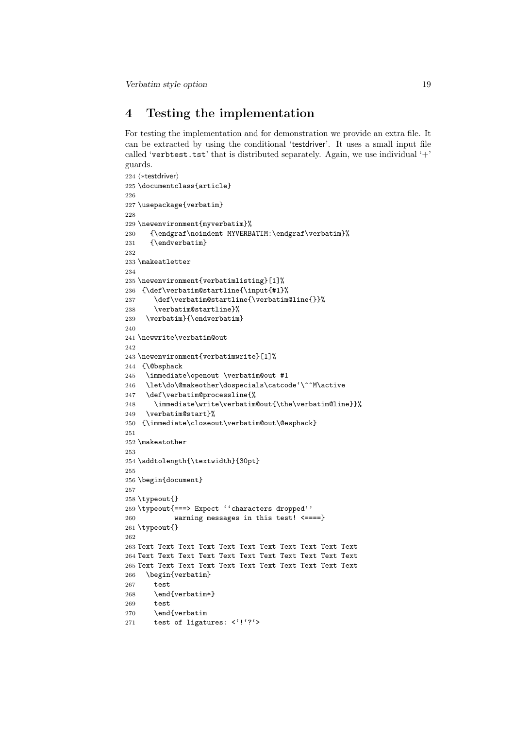## 4 Testing the implementation

For testing the implementation and for demonstration we provide an extra file. It can be extracted by using the conditional 'testdriver'. It uses a small input file called 'verbtest.tst' that is distributed separately. Again, we use individual '+' guards.

```
224 ⟨*testdriver⟩
225 \documentclass{article}
226
227 \usepackage{verbatim}
228
229 \newenvironment{myverbatim}%
230    {\endgraf\noindent MYVERBATIM:\endgraf\verbatim}%
231    {\endverbatim}
232
233 \makeatletter
234
235 \newenvironment{verbatimlisting}[1]%
236  {\def\verbatim@startline{\input{#1}%
237     \def\verbatim@startline{\verbatim@line{}}%
238     \verbatim@startline}%
239   \verbatim}{\endverbatim}
240
241 \newwrite\verbatim@out
242
243 \newenvironment{verbatimwrite}[1]%
244  {\@bsphack
245   \immediate\openout \verbatim@out #1
246   \let\do\@makeother\dospecials\catcode`\^^M\active
247   \def\verbatim@processline{%
248     \immediate\write\verbatim@out{\the\verbatim@line}}%
249   \verbatim@start}%
250  {\immediate\closeout\verbatim@out\@esphack}
251
252 \makeatother
253
254 \addtolength{\textwidth}{30pt}
255
256 \begin{document}
257
258 \typeout{}
259 \typeout{===> Expect ``characters dropped''
260          warning messages in this test! <====}
261 \typeout{}
262
263 Text Text Text Text Text Text Text Text Text Text Text
264 Text Text Text Text Text Text Text Text Text Text Text
265 Text Text Text Text Text Text Text Text Text Text Text
266   \begin{verbatim}
267     test
268     \end{verbatim*}
269     test
270     \end{verbatim
271     test of ligatures: <`!`?`>
```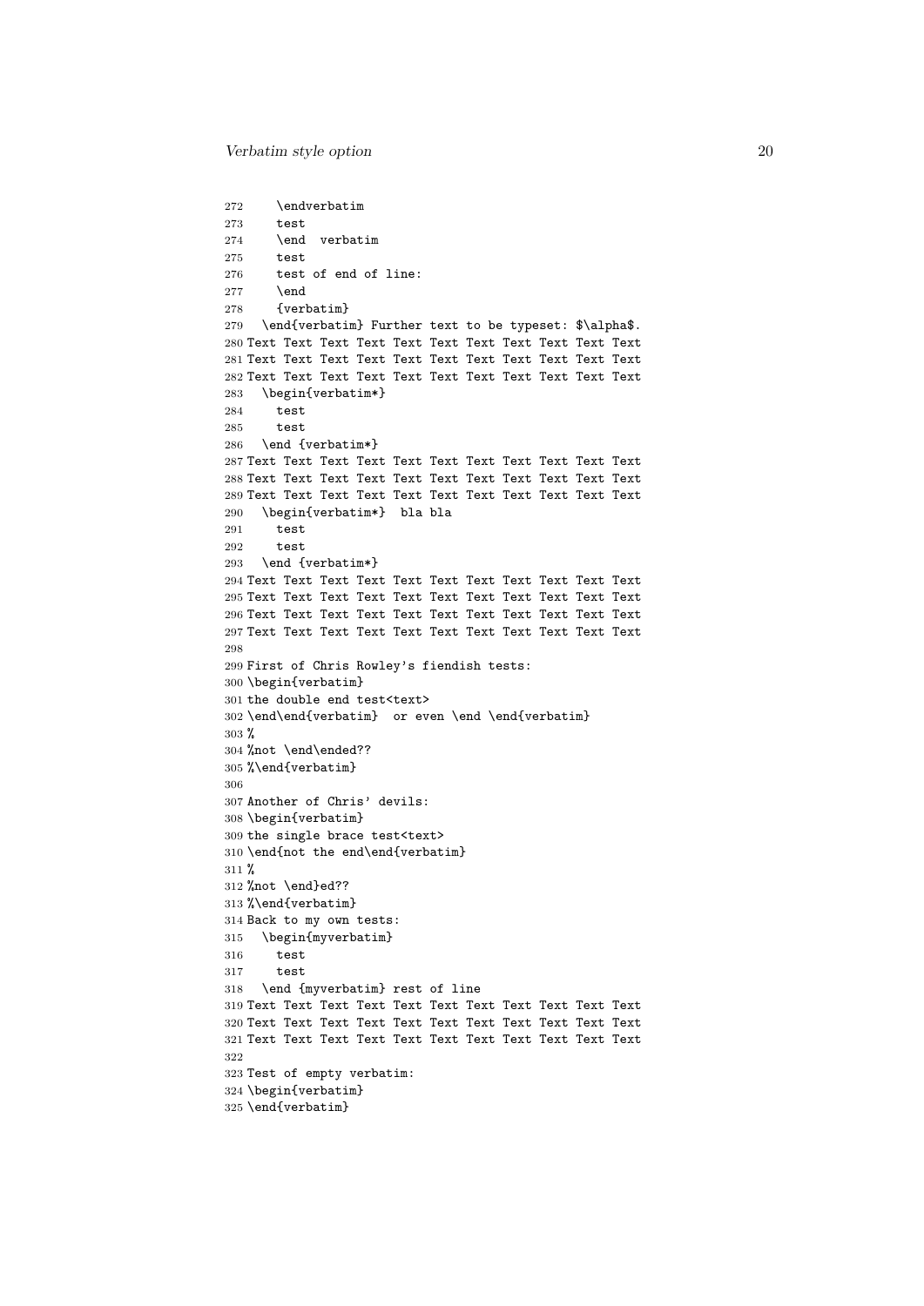```
272     \endverbatim
273     test
274     \end  verbatim
275     test
276     test of end of line:
277     \end
278     {verbatim}
279   \end{verbatim} Further text to be typeset: $\alpha$.
280 Text Text Text Text Text Text Text Text Text Text Text
281 Text Text Text Text Text Text Text Text Text Text Text
282 Text Text Text Text Text Text Text Text Text Text Text
283   \begin{verbatim*}
284     test
285     test
286   \end {verbatim*}
287 Text Text Text Text Text Text Text Text Text Text Text
288 Text Text Text Text Text Text Text Text Text Text Text
289 Text Text Text Text Text Text Text Text Text Text Text
290   \begin{verbatim*}  bla bla
291     test
292     test
293   \end {verbatim*}
294 Text Text Text Text Text Text Text Text Text Text Text
295 Text Text Text Text Text Text Text Text Text Text Text
296 Text Text Text Text Text Text Text Text Text Text Text
297 Text Text Text Text Text Text Text Text Text Text Text
298
299 First of Chris Rowley's fiendish tests:
300 \begin{verbatim}
301 the double end test<text>
302 \end\end{verbatim}  or even \end \end{verbatim}
303 %
304 %not \end\ended??
305 %\end{verbatim}
306
307 Another of Chris' devils:
308 \begin{verbatim}
309 the single brace test<text>
310 \end{not the end\end{verbatim}
311 %
312 %not \end}ed??
313 %\end{verbatim}
314 Back to my own tests:
315   \begin{myverbatim}
316     test
317     test
318   \end {myverbatim} rest of line
319 Text Text Text Text Text Text Text Text Text Text Text
320 Text Text Text Text Text Text Text Text Text Text Text
321 Text Text Text Text Text Text Text Text Text Text Text
322
323 Test of empty verbatim:
324 \begin{verbatim}
325 \end{verbatim}
```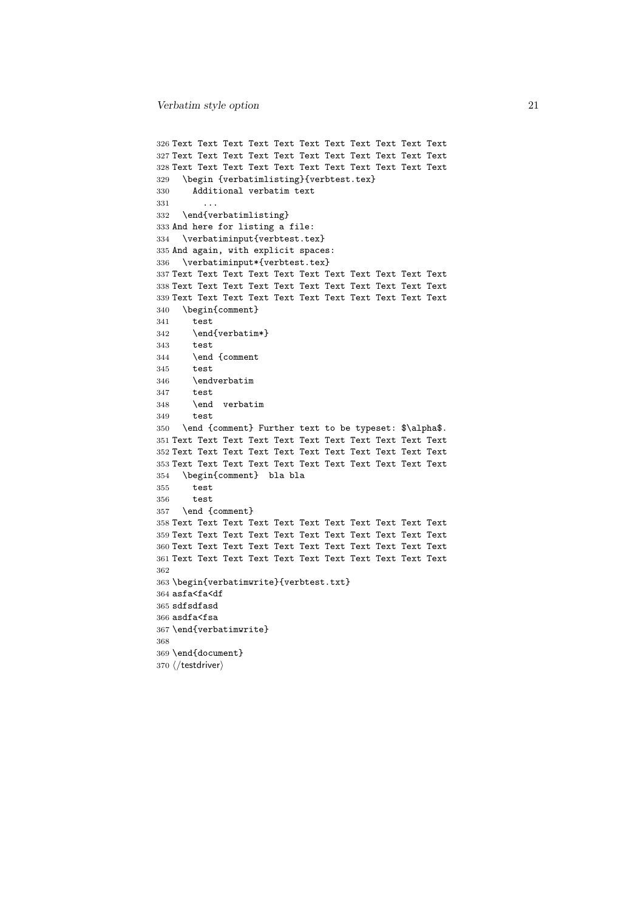```
326 Text Text Text Text Text Text Text Text Text Text Text
327 Text Text Text Text Text Text Text Text Text Text Text
328 Text Text Text Text Text Text Text Text Text Text Text
329   \begin {verbatimlisting}{verbtest.tex}
330     Additional verbatim text
331       ...
332   \end{verbatimlisting}
333 And here for listing a file:
334   \verbatiminput{verbtest.tex}
335 And again, with explicit spaces:
336   \verbatiminput*{verbtest.tex}
337 Text Text Text Text Text Text Text Text Text Text Text
338 Text Text Text Text Text Text Text Text Text Text Text
339 Text Text Text Text Text Text Text Text Text Text Text
340   \begin{comment}
341     test
342     \end{verbatim*}
343     test
344     \end {comment
345     test
346     \endverbatim
347     test
348     \end  verbatim
349     test
350   \end {comment} Further text to be typeset: $\alpha$.
351 Text Text Text Text Text Text Text Text Text Text Text
352 Text Text Text Text Text Text Text Text Text Text Text
353 Text Text Text Text Text Text Text Text Text Text Text
354   \begin{comment}  bla bla
355     test
356     test
357   \end {comment}
358 Text Text Text Text Text Text Text Text Text Text Text
359 Text Text Text Text Text Text Text Text Text Text Text
360 Text Text Text Text Text Text Text Text Text Text Text
361 Text Text Text Text Text Text Text Text Text Text Text
362
363 \begin{verbatimwrite}{verbtest.txt}
364 asfa<fa<df
365 sdfsdfasd
366 asdfa<fsa
367 \end{verbatimwrite}
368
369 \end{document}
370 ⟨/testdriver⟩
```